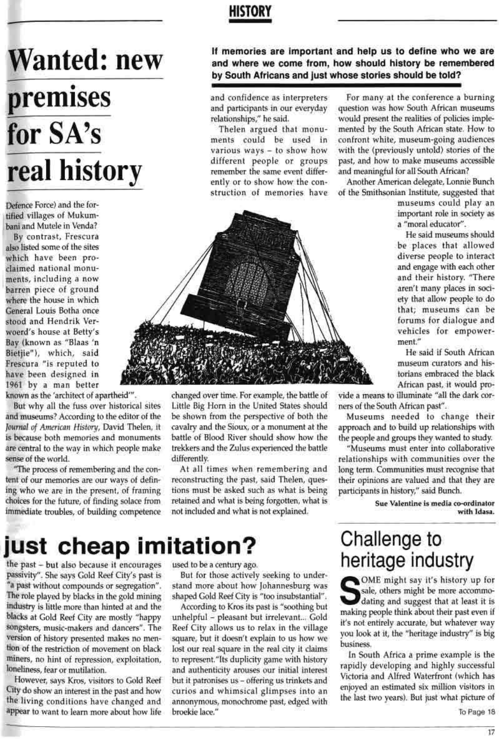# Wanted: new premises for SA's real history

**If memories are important and help us to define who we are and where we come from, how should history be remembered by South Africans and just whose stories should be told?**

Defence Force) and the fortified villages of Mukumbani and Mutele in Venda?

By contrast, Frescura also listed some of the sites which have been proclaimed national monuments, including a now barren piece of ground where the house in which General Louis Botha once stood and Hendrik Verwoerd's house at Betty's Bay (known as "Blaas 'n Bietjie"), which, said Frescura "is reputed to have been designed in 1961 by a man better known as the 'architect of apartheid'".

But why all the fuss over historical sites and museums? According to the editor of the *Journal of American History*, David Thelen, it is because both memories and monuments are central to the way in which people make sense of the world.

"The process of remembering and the content of our memories are our ways of defining who we are in the present, of framing choices for the future, of finding solace from immediate troubles, of building competence and confidence as interpreters and participants in our everyday relationships," he said.

Thelen argued that monuments could be used in various ways – to show how different people or groups remember the same event differently or to show how the construction of memories have changed over time. For example, the battle of Little Big Horn in the United States should be shown from the perspective of both the cavalry and the Sioux, or a monument at the battle of Blood River should show how the trekkers and the Zulus experienced the battle differently.

At all times when remembering and reconstructing the past, said Thelen, questions must be asked such as what is being retained and what is being forgotten, what is not included and what is not explained.

For many at the conference a burning question was how South African museums would present the realities of policies implemented by the South African state. How to confront white, museum-going audiences with the (previously untold) stories of the past, and how to make museums accessible and meaningful for all South African?

Another American delegate, Lonnie Bunch of the Smithsonian Institute, suggested that museums could play an important role in society as a "moral educator".

He said museums should be places that allowed diverse people to interact and engage with each other and their history. "There aren't many places in society that allow people to do that; museums can be forums for dialogue and vehicles for empowerment."

He said if South African museum curators and historians embraced the black African past, it would provide a means to illuminate "all the dark corners of the South African past".

Museums needed to change their approach and to build up relationships with the people and groups they wanted to study.

"Museums must enter into collaborative relationships with communities over the long term. Communities must recognise that their opinions are valued and that they are participants in history," said Bunch.

**Sue Valentine is media co-ordinator with Idasa.**

# just cheap imitation?

the past – but also because it encourages passivity". She says Gold Reef City's past is "a past without compounds or segregation". The role played by blacks in the gold mining industry is little more than hinted at and the blacks at Gold Reef City are mostly "happy songsters, music-makers and dancers". The version of history presented makes no mention of the restriction of movement on black miners, no hint of repression, exploitation, loneliness, fear or mutilation.

However, says Kros, visitors to Gold Reef City do show an interest in the past and how the living conditions have changed and appear to want to learn more about how life used to be a century ago.

But for those actively seeking to understand more about how Johannesburg was shaped Gold Reef City is "too insubstantial".

According to Kros its past is "soothing but unhelpful – pleasant but irrelevant... Gold Reef City allows us to relax in the village square, but it doesn't explain to us how we lost our real square in the real city it claims to represent."Its duplicity game with history and authenticity arouses our initial interest but it patronises us – offering us trinkets and curios and whimsical glimpses into an annonymous, monochrome past, edged with broekie lace."

# Challenge to heritage industry

SOME might say it's history up for sale, others might be more accommodating and suggest that at least it is making people think about their past even if it's not entirely accurate, but whatever way you look at it, the "heritage industry" is big business.

In South Africa a prime example is the rapidly developing and highly successful Victoria and Alfred Waterfront (which has enjoyed an estimated six million visitors in the last two years). But just what picture of

To Page 18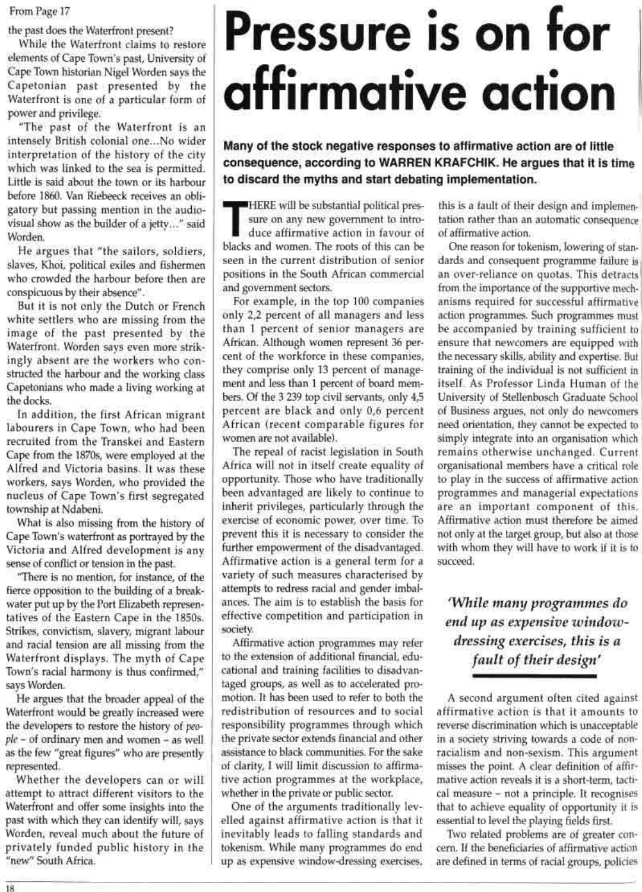the past does the Waterfront present?

While the Waterfront claims to restore elements of Cape Town's past, University of Cape Town historian Nigel Worden says the Capetonian past presented by the Waterfront is one of a particular form of power and privilege.

"The past of the Waterfront is an intensely British colonial one...No wider interpretation of the history of the city which was linked to the sea is permitted. Little is said about the town or its harbour before 1860. Van Riebeeck receives an obligatory but passing mention in the audio-visual show as the builder of a jetty..." said Worden.

He argues that "the sailors, soldiers, slaves, Khoi, political exiles and fishermen who crowded the harbour before then are conspicuous by their absence".

But it is not only the Dutch or French white settlers who are missing from the image of the past presented by the Waterfront. Worden says even more strikingly absent are the workers who constructed the harbour and the working class Capetonians who made a living working at the docks.

In addition, the first African migrant labourers in Cape Town, who had been recruited from the Transkei and Eastern Cape from the 1870s, were employed at the Alfred and Victoria basins. It was these workers, says Worden, who provided the nucleus of Cape Town's first segregated township at Ndabeni.

What is also missing from the history of Cape Town's waterfront as portrayed by the Victoria and Alfred development is any sense of conflict or tension in the past.

"There is no mention, for instance, of the fierce opposition to the building of a breakwater put up by the Port Elizabeth representatives of the Eastern Cape in the 1850s. Strikes, convictism, slavery, migrant labour and racial tension are all missing from the Waterfront displays. The myth of Cape Town's racial harmony is thus confirmed," says Worden.

He argues that the broader appeal of the Waterfront would be greatly increased were the developers to restore the history of *people* – of ordinary men and women – as well as the few "great figures" who are presently represented.

Whether the developers can or will attempt to attract different visitors to the Waterfront and offer some insights into the past with which they can identify will, says Worden, reveal much about the future of privately funded public history in the "new" South Africa.

# Pressure is on for affirmative action

**Many of the stock negative responses to affirmative action are of little consequence, according to WARREN KRAFCHIK. He argues that it is time to discard the myths and start debating implementation.**

THERE will be substantial political pressure on any new government to introduce affirmative action in favour of blacks and women. The roots of this can be seen in the current distribution of senior positions in the South African commercial and government sectors.

For example, in the top 100 companies only 2,2 percent of all managers and less than 1 percent of senior managers are African. Although women represent 36 percent of the workforce in these companies, they comprise only 13 percent of management and less than 1 percent of board members. Of the 3 239 top civil servants, only 4,5 percent are black and only 0,6 percent African (recent comparable figures for women are not available).

The repeal of racist legislation in South Africa will not in itself create equality of opportunity. Those who have traditionally been advantaged are likely to continue to inherit privileges, particularly through the exercise of economic power, over time. To prevent this it is necessary to consider the further empowerment of the disadvantaged. Affirmative action is a general term for a variety of such measures characterised by attempts to redress racial and gender imbalances. The aim is to establish the basis for effective competition and participation in society.

Affirmative action programmes may refer to the extension of additional financial, educational and training facilities to disadvantaged groups, as well as to accelerated promotion. It has been used to refer to both the redistribution of resources and to social responsibility programmes through which the private sector extends financial and other assistance to black communities. For the sake of clarity, I will limit discussion to affirmative action programmes at the workplace, whether in the private or public sector.

One of the arguments traditionally levelled against affirmative action is that it inevitably leads to falling standards and tokenism. While many programmes do end up as expensive window-dressing exercises, this is a fault of their design and implementation rather than an automatic consequence of affirmative action.

One reason for tokenism, lowering of standards and consequent programme failure is an over-reliance on quotas. This detracts from the importance of the supportive mechanisms required for successful affirmative action programmes. Such programmes must be accompanied by training sufficient to ensure that newcomers are equipped with the necessary skills, ability and expertise. But training of the individual is not sufficient in itself. As Professor Linda Human of the University of Stellenbosch Graduate School of Business argues, not only do newcomers need orientation, they cannot be expected to simply integrate into an organisation which remains otherwise unchanged. Current organisational members have a critical role to play in the success of affirmative action programmes and managerial expectations are an important component of this. Affirmative action must therefore be aimed not only at the target group, but also at those with whom they will have to work if it is to succeed.

*'While many programmes do end up as expensive window-dressing exercises, this is a fault of their design'*

A second argument often cited against affirmative action is that it amounts to reverse discrimination which is unacceptable in a society striving towards a code of non-racialism and non-sexism. This argument misses the point. A clear definition of affirmative action reveals it is a short-term, tactical measure – not a principle. It recognises that to achieve equality of opportunity it is essential to level the playing fields first.

Two related problems are of greater concern. If the beneficiaries of affirmative action are defined in terms of racial groups, policies